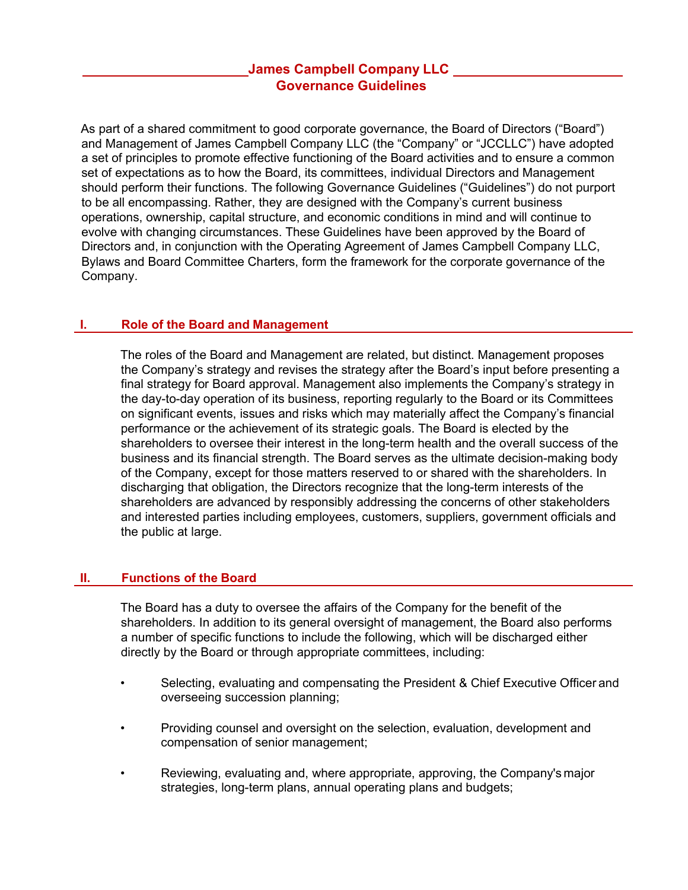# James Campbell Company LLC
# Governance Guidelines

As part of a shared commitment to good corporate governance, the Board of Directors ("Board") and Management of James Campbell Company LLC (the "Company" or "JCCLLC") have adopted a set of principles to promote effective functioning of the Board activities and to ensure a common set of expectations as to how the Board, its committees, individual Directors and Management should perform their functions. The following Governance Guidelines ("Guidelines") do not purport to be all encompassing. Rather, they are designed with the Company's current business operations, ownership, capital structure, and economic conditions in mind and will continue to evolve with changing circumstances. These Guidelines have been approved by the Board of Directors and, in conjunction with the Operating Agreement of James Campbell Company LLC, Bylaws and Board Committee Charters, form the framework for the corporate governance of the Company.

## I. Role of the Board and Management

The roles of the Board and Management are related, but distinct. Management proposes the Company's strategy and revises the strategy after the Board's input before presenting a final strategy for Board approval. Management also implements the Company's strategy in the day-to-day operation of its business, reporting regularly to the Board or its Committees on significant events, issues and risks which may materially affect the Company's financial performance or the achievement of its strategic goals. The Board is elected by the shareholders to oversee their interest in the long-term health and the overall success of the business and its financial strength. The Board serves as the ultimate decision-making body of the Company, except for those matters reserved to or shared with the shareholders. In discharging that obligation, the Directors recognize that the long-term interests of the shareholders are advanced by responsibly addressing the concerns of other stakeholders and interested parties including employees, customers, suppliers, government officials and the public at large.

## II. Functions of the Board

The Board has a duty to oversee the affairs of the Company for the benefit of the shareholders. In addition to its general oversight of management, the Board also performs a number of specific functions to include the following, which will be discharged either directly by the Board or through appropriate committees, including:

- Selecting, evaluating and compensating the President & Chief Executive Officer and overseeing succession planning;
- Providing counsel and oversight on the selection, evaluation, development and compensation of senior management;
- Reviewing, evaluating and, where appropriate, approving, the Company's major strategies, long-term plans, annual operating plans and budgets;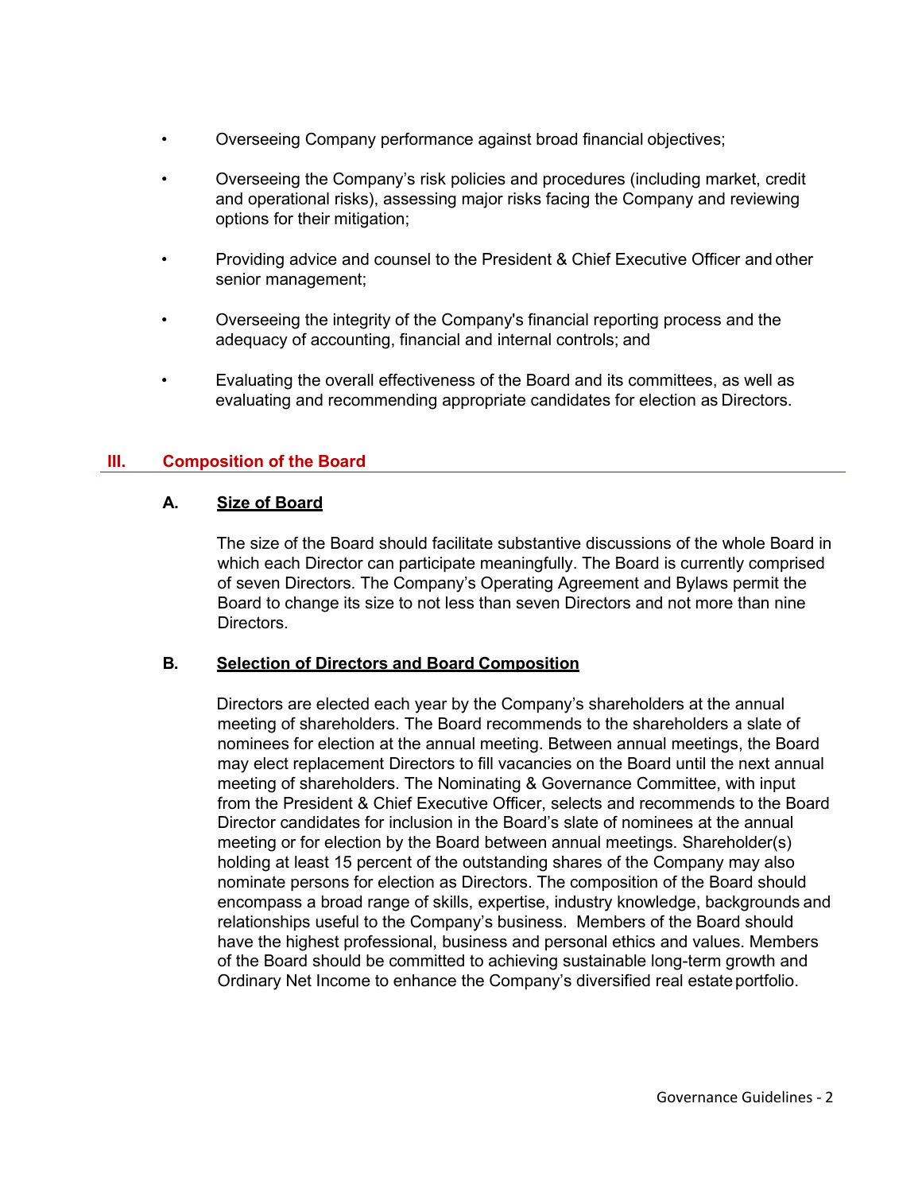- Overseeing Company performance against broad financial objectives;
- Overseeing the Company's risk policies and procedures (including market, credit and operational risks), assessing major risks facing the Company and reviewing options for their mitigation;
- Providing advice and counsel to the President & Chief Executive Officer and other senior management;
- Overseeing the integrity of the Company's financial reporting process and the adequacy of accounting, financial and internal controls; and
- Evaluating the overall effectiveness of the Board and its committees, as well as evaluating and recommending appropriate candidates for election as Directors.

## III. Composition of the Board

### A. Size of Board

The size of the Board should facilitate substantive discussions of the whole Board in which each Director can participate meaningfully. The Board is currently comprised of seven Directors. The Company's Operating Agreement and Bylaws permit the Board to change its size to not less than seven Directors and not more than nine Directors.

### B. Selection of Directors and Board Composition

Directors are elected each year by the Company's shareholders at the annual meeting of shareholders. The Board recommends to the shareholders a slate of nominees for election at the annual meeting. Between annual meetings, the Board may elect replacement Directors to fill vacancies on the Board until the next annual meeting of shareholders. The Nominating & Governance Committee, with input from the President & Chief Executive Officer, selects and recommends to the Board Director candidates for inclusion in the Board's slate of nominees at the annual meeting or for election by the Board between annual meetings. Shareholder(s) holding at least 15 percent of the outstanding shares of the Company may also nominate persons for election as Directors. The composition of the Board should encompass a broad range of skills, expertise, industry knowledge, backgrounds and relationships useful to the Company's business. Members of the Board should have the highest professional, business and personal ethics and values. Members of the Board should be committed to achieving sustainable long-term growth and Ordinary Net Income to enhance the Company's diversified real estate portfolio.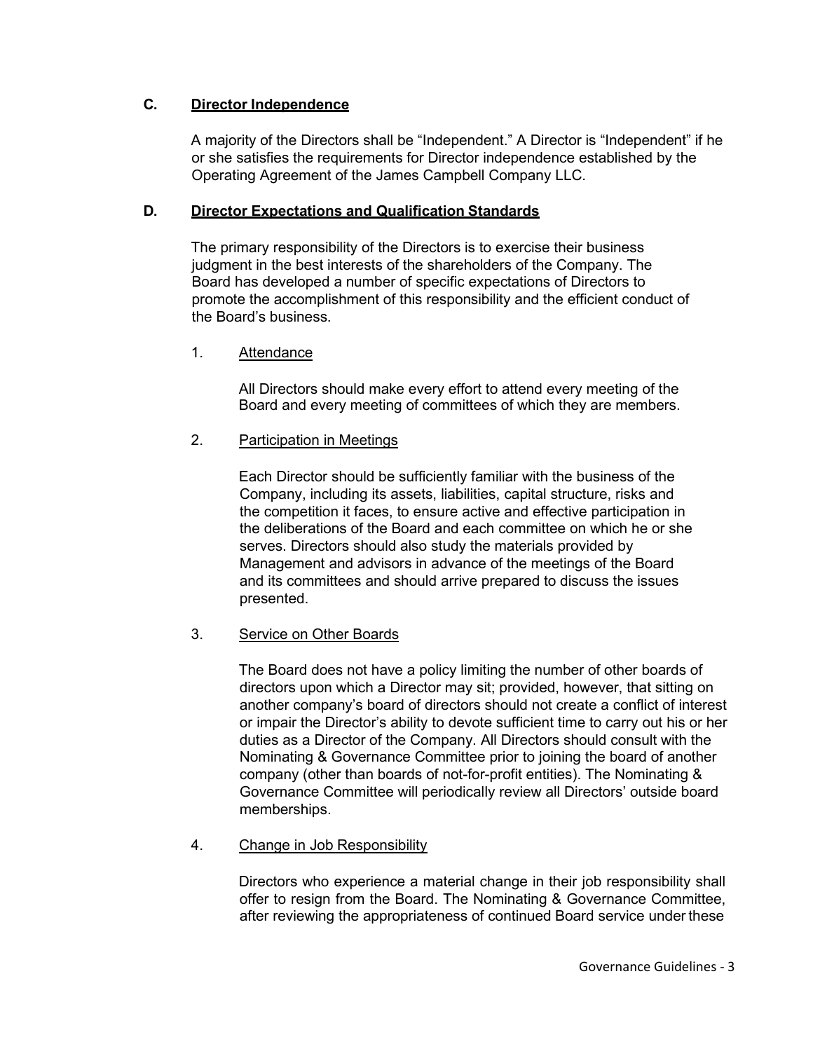### C. Director Independence

A majority of the Directors shall be "Independent." A Director is "Independent" if he or she satisfies the requirements for Director independence established by the Operating Agreement of the James Campbell Company LLC.

### D. Director Expectations and Qualification Standards

The primary responsibility of the Directors is to exercise their business judgment in the best interests of the shareholders of the Company. The Board has developed a number of specific expectations of Directors to promote the accomplishment of this responsibility and the efficient conduct of the Board's business.

#### 1. Attendance

All Directors should make every effort to attend every meeting of the Board and every meeting of committees of which they are members.

#### 2. Participation in Meetings

Each Director should be sufficiently familiar with the business of the Company, including its assets, liabilities, capital structure, risks and the competition it faces, to ensure active and effective participation in the deliberations of the Board and each committee on which he or she serves. Directors should also study the materials provided by Management and advisors in advance of the meetings of the Board and its committees and should arrive prepared to discuss the issues presented.

#### 3. Service on Other Boards

The Board does not have a policy limiting the number of other boards of directors upon which a Director may sit; provided, however, that sitting on another company's board of directors should not create a conflict of interest or impair the Director's ability to devote sufficient time to carry out his or her duties as a Director of the Company. All Directors should consult with the Nominating & Governance Committee prior to joining the board of another company (other than boards of not-for-profit entities). The Nominating & Governance Committee will periodically review all Directors' outside board memberships.

#### 4. Change in Job Responsibility

Directors who experience a material change in their job responsibility shall offer to resign from the Board. The Nominating & Governance Committee, after reviewing the appropriateness of continued Board service under these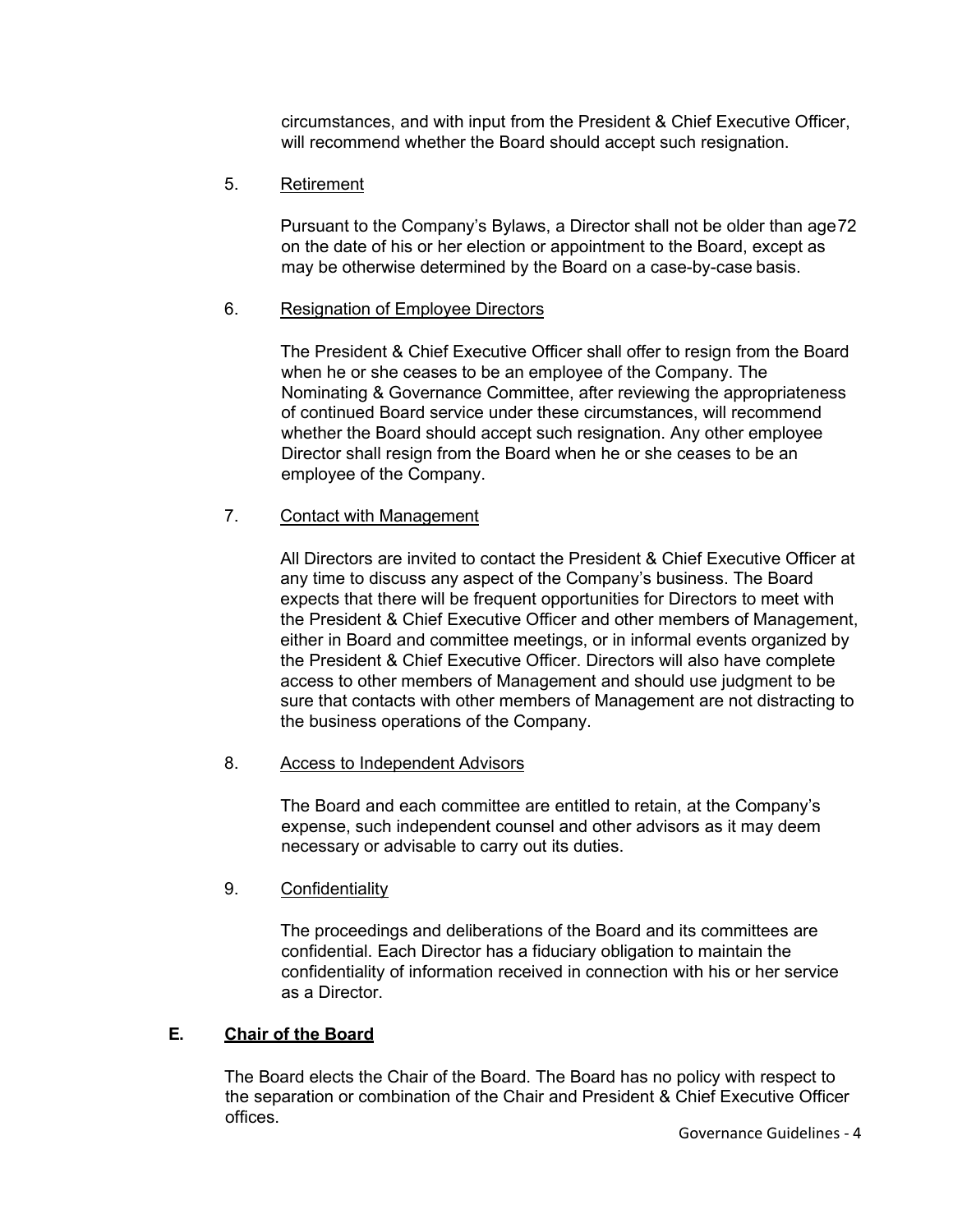circumstances, and with input from the President & Chief Executive Officer, will recommend whether the Board should accept such resignation.

5. Retirement

Pursuant to the Company's Bylaws, a Director shall not be older than age 72 on the date of his or her election or appointment to the Board, except as may be otherwise determined by the Board on a case-by-case basis.

6. Resignation of Employee Directors

The President & Chief Executive Officer shall offer to resign from the Board when he or she ceases to be an employee of the Company. The Nominating & Governance Committee, after reviewing the appropriateness of continued Board service under these circumstances, will recommend whether the Board should accept such resignation. Any other employee Director shall resign from the Board when he or she ceases to be an employee of the Company.

7. Contact with Management

All Directors are invited to contact the President & Chief Executive Officer at any time to discuss any aspect of the Company's business. The Board expects that there will be frequent opportunities for Directors to meet with the President & Chief Executive Officer and other members of Management, either in Board and committee meetings, or in informal events organized by the President & Chief Executive Officer. Directors will also have complete access to other members of Management and should use judgment to be sure that contacts with other members of Management are not distracting to the business operations of the Company.

8. Access to Independent Advisors

The Board and each committee are entitled to retain, at the Company's expense, such independent counsel and other advisors as it may deem necessary or advisable to carry out its duties.

9. Confidentiality

The proceedings and deliberations of the Board and its committees are confidential. Each Director has a fiduciary obligation to maintain the confidentiality of information received in connection with his or her service as a Director.

## E. Chair of the Board

The Board elects the Chair of the Board. The Board has no policy with respect to the separation or combination of the Chair and President & Chief Executive Officer offices.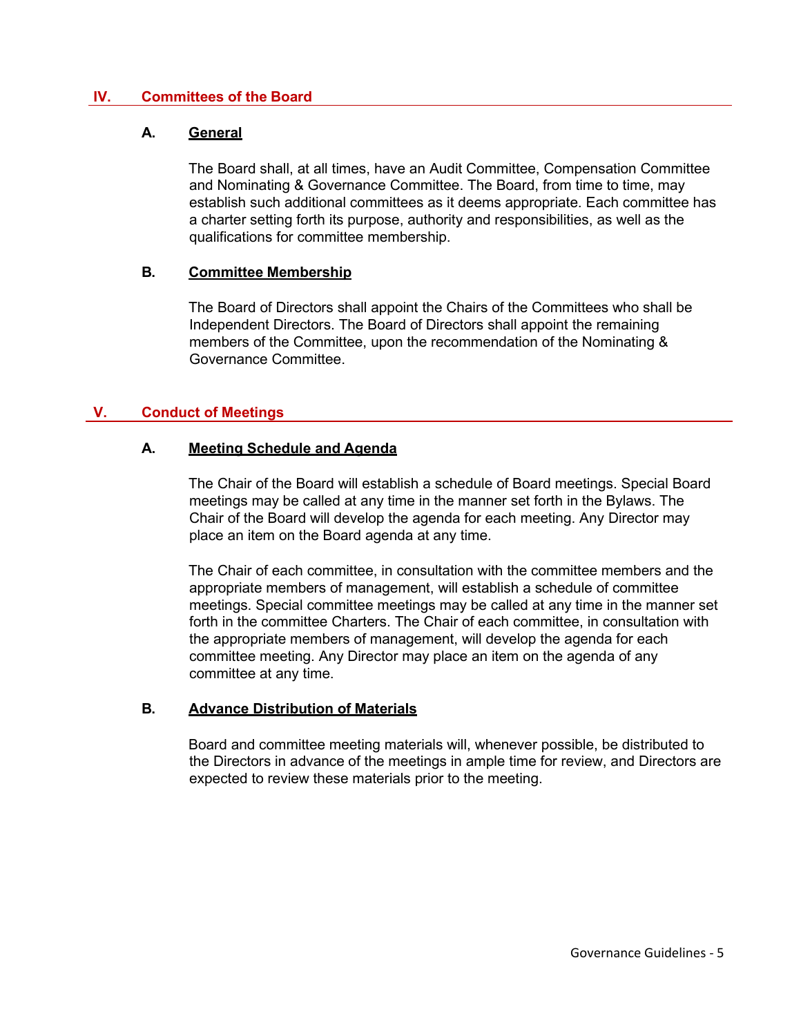## IV. Committees of the Board

### A. General

The Board shall, at all times, have an Audit Committee, Compensation Committee and Nominating & Governance Committee. The Board, from time to time, may establish such additional committees as it deems appropriate. Each committee has a charter setting forth its purpose, authority and responsibilities, as well as the qualifications for committee membership.

### B. Committee Membership

The Board of Directors shall appoint the Chairs of the Committees who shall be Independent Directors. The Board of Directors shall appoint the remaining members of the Committee, upon the recommendation of the Nominating & Governance Committee.

## V. Conduct of Meetings

### A. Meeting Schedule and Agenda

The Chair of the Board will establish a schedule of Board meetings. Special Board meetings may be called at any time in the manner set forth in the Bylaws. The Chair of the Board will develop the agenda for each meeting. Any Director may place an item on the Board agenda at any time.

The Chair of each committee, in consultation with the committee members and the appropriate members of management, will establish a schedule of committee meetings. Special committee meetings may be called at any time in the manner set forth in the committee Charters. The Chair of each committee, in consultation with the appropriate members of management, will develop the agenda for each committee meeting. Any Director may place an item on the agenda of any committee at any time.

### B. Advance Distribution of Materials

Board and committee meeting materials will, whenever possible, be distributed to the Directors in advance of the meetings in ample time for review, and Directors are expected to review these materials prior to the meeting.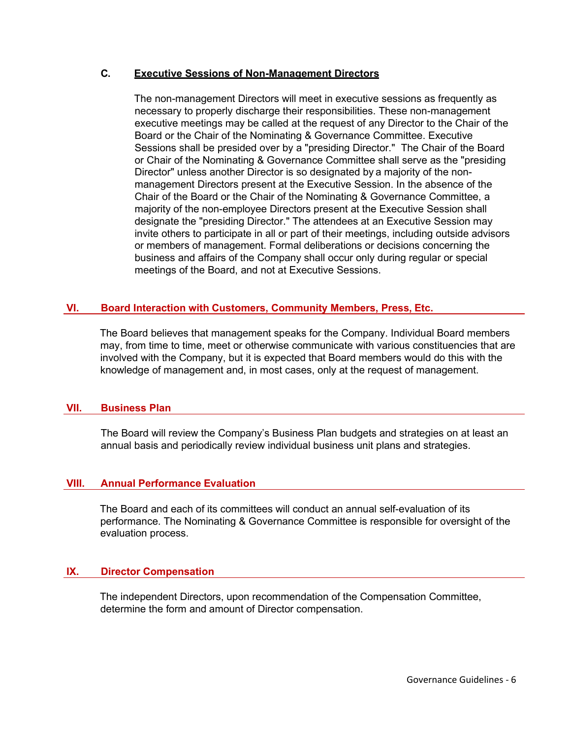### C. Executive Sessions of Non-Management Directors

The non-management Directors will meet in executive sessions as frequently as necessary to properly discharge their responsibilities. These non-management executive meetings may be called at the request of any Director to the Chair of the Board or the Chair of the Nominating & Governance Committee. Executive Sessions shall be presided over by a "presiding Director." The Chair of the Board or Chair of the Nominating & Governance Committee shall serve as the "presiding Director" unless another Director is so designated by a majority of the non-management Directors present at the Executive Session. In the absence of the Chair of the Board or the Chair of the Nominating & Governance Committee, a majority of the non-employee Directors present at the Executive Session shall designate the "presiding Director." The attendees at an Executive Session may invite others to participate in all or part of their meetings, including outside advisors or members of management. Formal deliberations or decisions concerning the business and affairs of the Company shall occur only during regular or special meetings of the Board, and not at Executive Sessions.

## VI. Board Interaction with Customers, Community Members, Press, Etc.

The Board believes that management speaks for the Company. Individual Board members may, from time to time, meet or otherwise communicate with various constituencies that are involved with the Company, but it is expected that Board members would do this with the knowledge of management and, in most cases, only at the request of management.

## VII. Business Plan

The Board will review the Company's Business Plan budgets and strategies on at least an annual basis and periodically review individual business unit plans and strategies.

## VIII. Annual Performance Evaluation

The Board and each of its committees will conduct an annual self-evaluation of its performance. The Nominating & Governance Committee is responsible for oversight of the evaluation process.

## IX. Director Compensation

The independent Directors, upon recommendation of the Compensation Committee, determine the form and amount of Director compensation.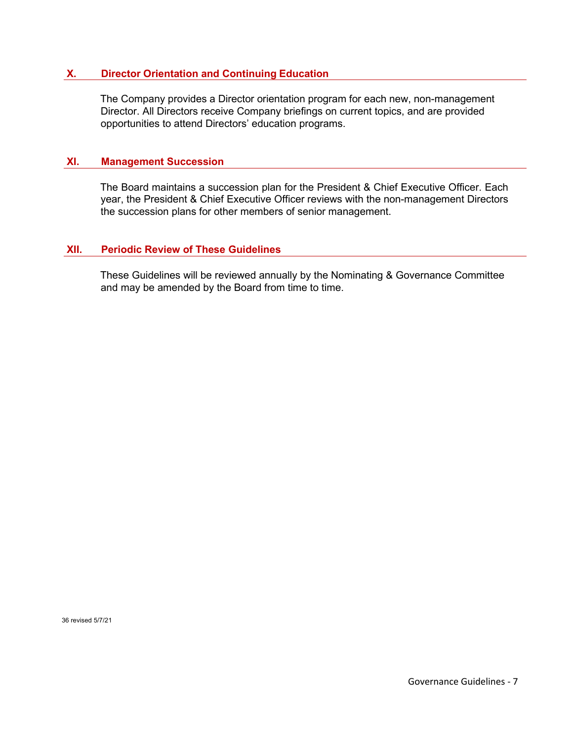## X. Director Orientation and Continuing Education

The Company provides a Director orientation program for each new, non-management Director. All Directors receive Company briefings on current topics, and are provided opportunities to attend Directors' education programs.

## XI. Management Succession

The Board maintains a succession plan for the President & Chief Executive Officer. Each year, the President & Chief Executive Officer reviews with the non-management Directors the succession plans for other members of senior management.

## XII. Periodic Review of These Guidelines

These Guidelines will be reviewed annually by the Nominating & Governance Committee and may be amended by the Board from time to time.

36 revised 5/7/21